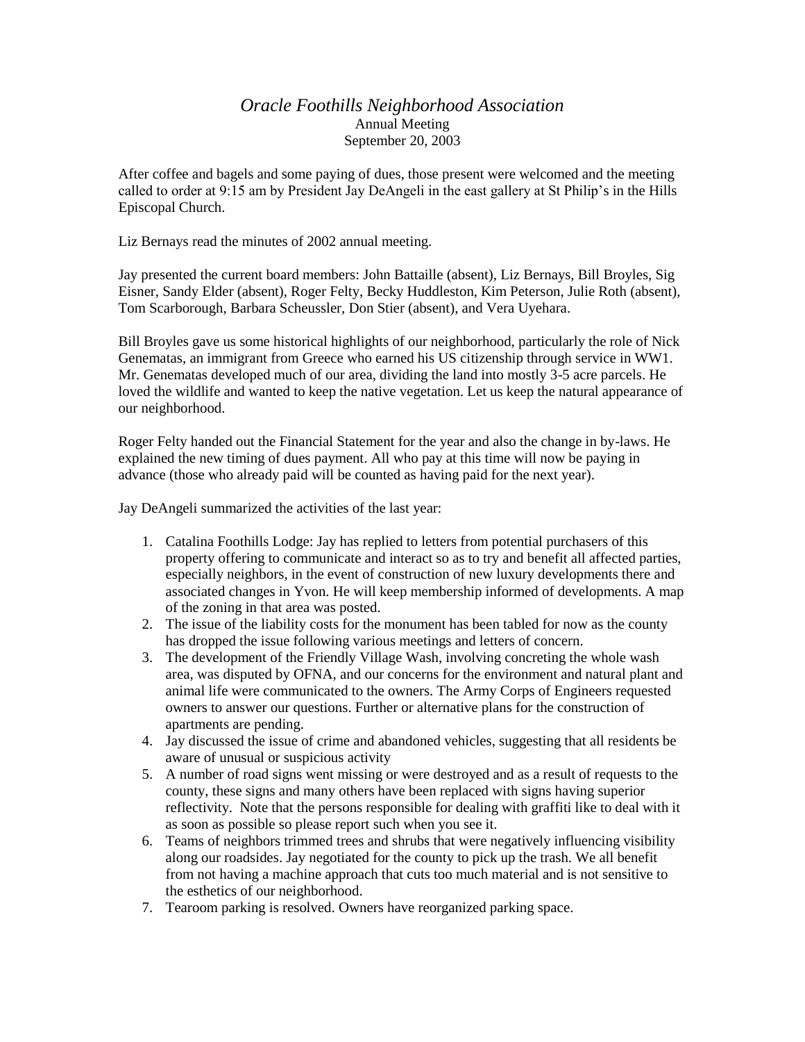# *Oracle Foothills Neighborhood Association*

Annual Meeting
September 20, 2003

After coffee and bagels and some paying of dues, those present were welcomed and the meeting called to order at 9:15 am by President Jay DeAngeli in the east gallery at St Philip's in the Hills Episcopal Church.

Liz Bernays read the minutes of 2002 annual meeting.

Jay presented the current board members: John Battaille (absent), Liz Bernays, Bill Broyles, Sig Eisner, Sandy Elder (absent), Roger Felty, Becky Huddleston, Kim Peterson, Julie Roth (absent), Tom Scarborough, Barbara Scheussler, Don Stier (absent), and Vera Uyehara.

Bill Broyles gave us some historical highlights of our neighborhood, particularly the role of Nick Genematas, an immigrant from Greece who earned his US citizenship through service in WW1. Mr. Genematas developed much of our area, dividing the land into mostly 3-5 acre parcels. He loved the wildlife and wanted to keep the native vegetation. Let us keep the natural appearance of our neighborhood.

Roger Felty handed out the Financial Statement for the year and also the change in by-laws. He explained the new timing of dues payment. All who pay at this time will now be paying in advance (those who already paid will be counted as having paid for the next year).

Jay DeAngeli summarized the activities of the last year:

1. Catalina Foothills Lodge: Jay has replied to letters from potential purchasers of this property offering to communicate and interact so as to try and benefit all affected parties, especially neighbors, in the event of construction of new luxury developments there and associated changes in Yvon. He will keep membership informed of developments. A map of the zoning in that area was posted.
2. The issue of the liability costs for the monument has been tabled for now as the county has dropped the issue following various meetings and letters of concern.
3. The development of the Friendly Village Wash, involving concreting the whole wash area, was disputed by OFNA, and our concerns for the environment and natural plant and animal life were communicated to the owners. The Army Corps of Engineers requested owners to answer our questions. Further or alternative plans for the construction of apartments are pending.
4. Jay discussed the issue of crime and abandoned vehicles, suggesting that all residents be aware of unusual or suspicious activity
5. A number of road signs went missing or were destroyed and as a result of requests to the county, these signs and many others have been replaced with signs having superior reflectivity. Note that the persons responsible for dealing with graffiti like to deal with it as soon as possible so please report such when you see it.
6. Teams of neighbors trimmed trees and shrubs that were negatively influencing visibility along our roadsides. Jay negotiated for the county to pick up the trash. We all benefit from not having a machine approach that cuts too much material and is not sensitive to the esthetics of our neighborhood.
7. Tearoom parking is resolved. Owners have reorganized parking space.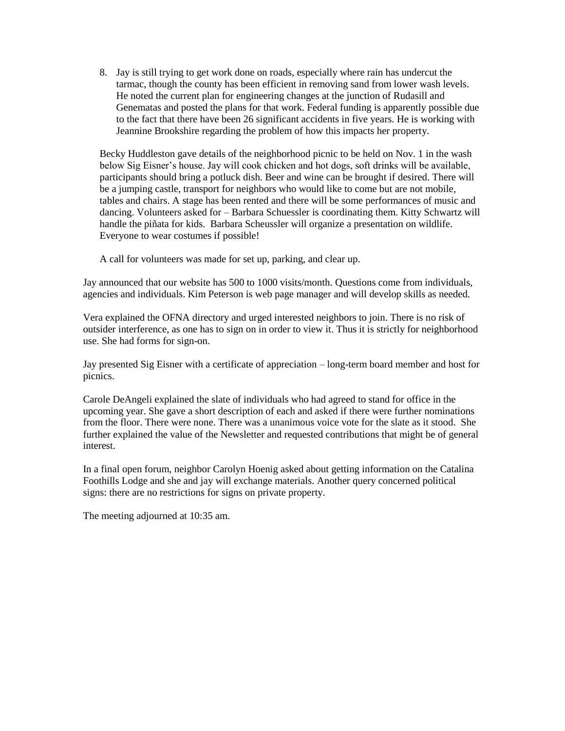8. Jay is still trying to get work done on roads, especially where rain has undercut the tarmac, though the county has been efficient in removing sand from lower wash levels. He noted the current plan for engineering changes at the junction of Rudasill and Genematas and posted the plans for that work. Federal funding is apparently possible due to the fact that there have been 26 significant accidents in five years. He is working with Jeannine Brookshire regarding the problem of how this impacts her property.

   Becky Huddleston gave details of the neighborhood picnic to be held on Nov. 1 in the wash below Sig Eisner's house. Jay will cook chicken and hot dogs, soft drinks will be available, participants should bring a potluck dish. Beer and wine can be brought if desired. There will be a jumping castle, transport for neighbors who would like to come but are not mobile, tables and chairs. A stage has been rented and there will be some performances of music and dancing. Volunteers asked for – Barbara Schuessler is coordinating them. Kitty Schwartz will handle the piñata for kids. Barbara Scheussler will organize a presentation on wildlife. Everyone to wear costumes if possible!

   A call for volunteers was made for set up, parking, and clear up.

Jay announced that our website has 500 to 1000 visits/month. Questions come from individuals, agencies and individuals. Kim Peterson is web page manager and will develop skills as needed.

Vera explained the OFNA directory and urged interested neighbors to join. There is no risk of outsider interference, as one has to sign on in order to view it. Thus it is strictly for neighborhood use. She had forms for sign-on.

Jay presented Sig Eisner with a certificate of appreciation – long-term board member and host for picnics.

Carole DeAngeli explained the slate of individuals who had agreed to stand for office in the upcoming year. She gave a short description of each and asked if there were further nominations from the floor. There were none. There was a unanimous voice vote for the slate as it stood. She further explained the value of the Newsletter and requested contributions that might be of general interest.

In a final open forum, neighbor Carolyn Hoenig asked about getting information on the Catalina Foothills Lodge and she and jay will exchange materials. Another query concerned political signs: there are no restrictions for signs on private property.

The meeting adjourned at 10:35 am.